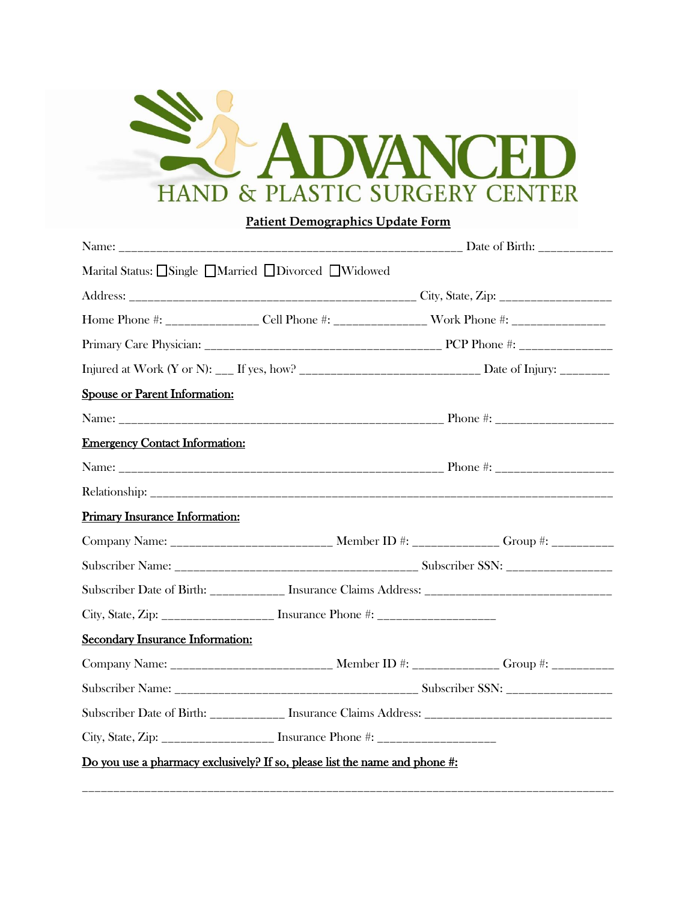# ADVANCED

## HAND & PLASTIC SURGERY CENTER

**Patient Demographics Update Form**

Name: _______________________________________________ Date of Birth: ___________

Marital Status: ☐Single ☐Married ☐Divorced ☐Widowed

Address: ________________________________________ City, State, Zip: _________________

Home Phone #: ______________ Cell Phone #: ______________ Work Phone #: ______________

Primary Care Physician: __________________________________ PCP Phone #: ______________

Injured at Work (Y or N): ___ If yes, how? ___________________________ Date of Injury: _______

**Spouse or Parent Information:**

Name: ___________________________________________ Phone #: __________________

**Emergency Contact Information:**

Name: ___________________________________________ Phone #: __________________

Relationship: ____________________________________________________________________

**Primary Insurance Information:**

Company Name: _______________________ Member ID #: _____________ Group #: _________

Subscriber Name: __________________________________ Subscriber SSN: ________________

Subscriber Date of Birth: ___________ Insurance Claims Address: ____________________________

City, State, Zip: _________________ Insurance Phone #: __________________

**Secondary Insurance Information:**

Company Name: _______________________ Member ID #: _____________ Group #: _________

Subscriber Name: __________________________________ Subscriber SSN: ________________

Subscriber Date of Birth: ___________ Insurance Claims Address: ____________________________

City, State, Zip: _________________ Insurance Phone #: __________________

**Do you use a pharmacy exclusively? If so, please list the name and phone #:**

__________________________________________________________________________________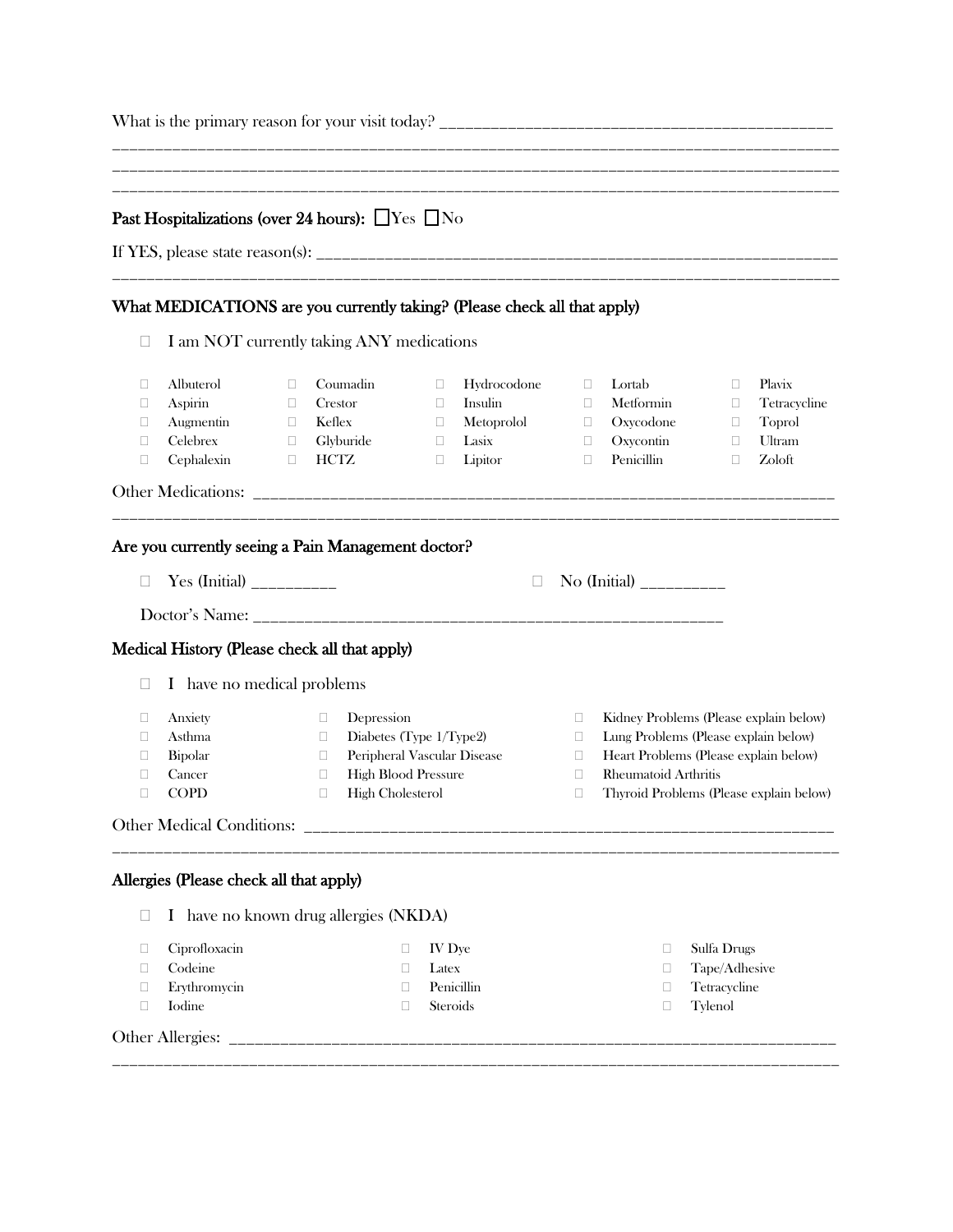What is the primary reason for your visit today? ______________________________________________

______________________________________________________________________________________

______________________________________________________________________________________

______________________________________________________________________________________

**Past Hospitalizations (over 24 hours):** ☐ Yes ☐ No

If YES, please state reason(s): ______________________________________________________________

______________________________________________________________________________________

**What MEDICATIONS are you currently taking? (Please check all that apply)**

☐ I am NOT currently taking ANY medications

| | | | | |
|---|---|---|---|---|
| ☐ Albuterol | ☐ Coumadin | ☐ Hydrocodone | ☐ Lortab | ☐ Plavix |
| ☐ Aspirin | ☐ Crestor | ☐ Insulin | ☐ Metformin | ☐ Tetracycline |
| ☐ Augmentin | ☐ Keflex | ☐ Metoprolol | ☐ Oxycodone | ☐ Toprol |
| ☐ Celebrex | ☐ Glyburide | ☐ Lasix | ☐ Oxycontin | ☐ Ultram |
| ☐ Cephalexin | ☐ HCTZ | ☐ Lipitor | ☐ Penicillin | ☐ Zoloft |

Other Medications: ____________________________________________________________________

______________________________________________________________________________________

**Are you currently seeing a Pain Management doctor?**

☐ Yes (Initial) _________ ☐ No (Initial) _________

Doctor's Name: _______________________________________________________

**Medical History (Please check all that apply)**

☐ I have no medical problems

| | | |
|---|---|---|
| ☐ Anxiety | ☐ Depression | ☐ Kidney Problems (Please explain below) |
| ☐ Asthma | ☐ Diabetes (Type 1/Type2) | ☐ Lung Problems (Please explain below) |
| ☐ Bipolar | ☐ Peripheral Vascular Disease | ☐ Heart Problems (Please explain below) |
| ☐ Cancer | ☐ High Blood Pressure | ☐ Rheumatoid Arthritis |
| ☐ COPD | ☐ High Cholesterol | ☐ Thyroid Problems (Please explain below) |

Other Medical Conditions: ______________________________________________________________

______________________________________________________________________________________

**Allergies (Please check all that apply)**

☐ I have no known drug allergies (NKDA)

| | | |
|---|---|---|
| ☐ Ciprofloxacin | ☐ IV Dye | ☐ Sulfa Drugs |
| ☐ Codeine | ☐ Latex | ☐ Tape/Adhesive |
| ☐ Erythromycin | ☐ Penicillin | ☐ Tetracycline |
| ☐ Iodine | ☐ Steroids | ☐ Tylenol |

Other Allergies: _______________________________________________________________________

______________________________________________________________________________________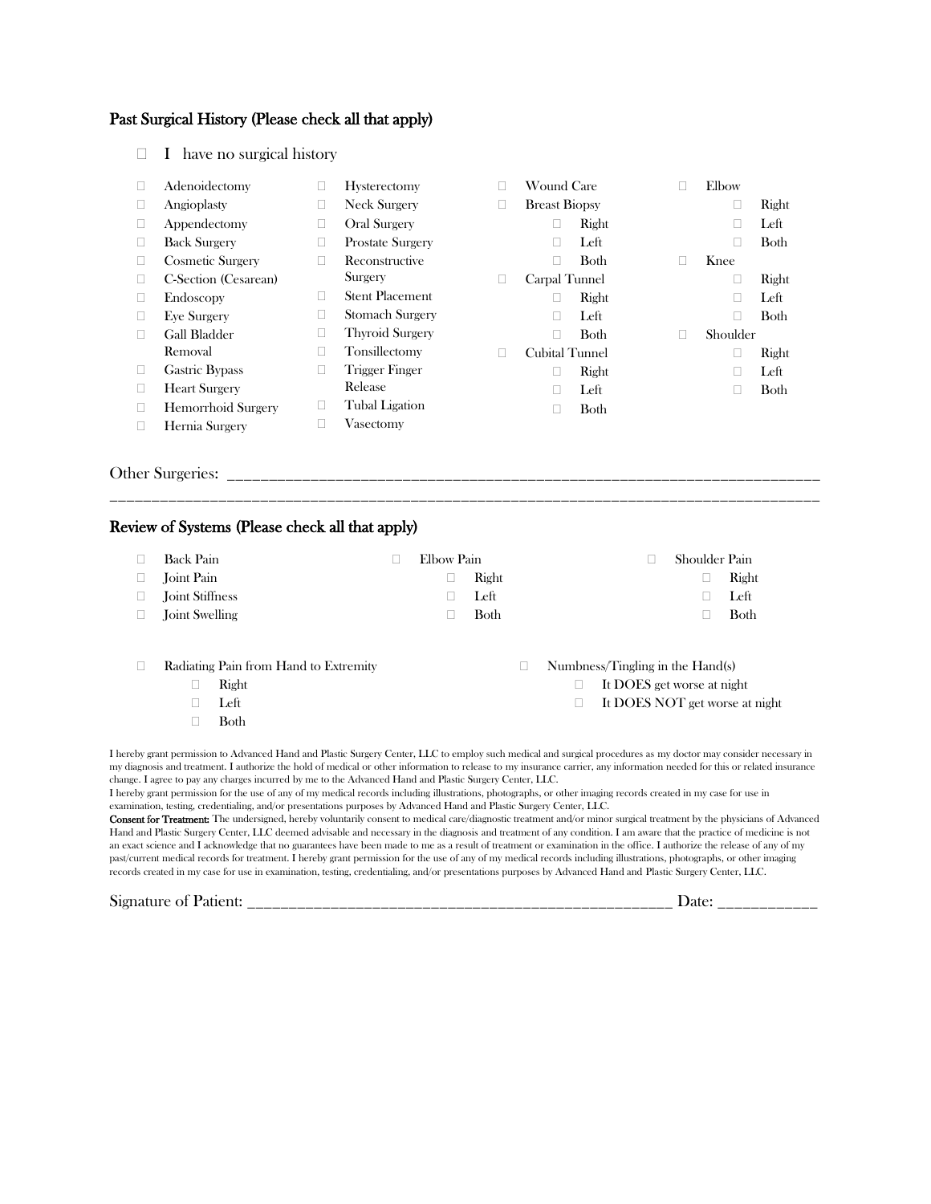## Past Surgical History (Please check all that apply)

- ☐ I have no surgical history

- ☐ Adenoidectomy
- ☐ Angioplasty
- ☐ Appendectomy
- ☐ Back Surgery
- ☐ Cosmetic Surgery
- ☐ C-Section (Cesarean)
- ☐ Endoscopy
- ☐ Eye Surgery
- ☐ Gall Bladder Removal
- ☐ Gastric Bypass
- ☐ Heart Surgery
- ☐ Hemorrhoid Surgery
- ☐ Hernia Surgery
- ☐ Hysterectomy
- ☐ Neck Surgery
- ☐ Oral Surgery
- ☐ Prostate Surgery
- ☐ Reconstructive Surgery
- ☐ Stent Placement
- ☐ Stomach Surgery
- ☐ Thyroid Surgery
- ☐ Tonsillectomy
- ☐ Trigger Finger Release
- ☐ Tubal Ligation
- ☐ Vasectomy
- ☐ Wound Care
- ☐ Breast Biopsy
  - ☐ Right
  - ☐ Left
  - ☐ Both
- ☐ Carpal Tunnel
  - ☐ Right
  - ☐ Left
  - ☐ Both
- ☐ Cubital Tunnel
  - ☐ Right
  - ☐ Left
  - ☐ Both
- ☐ Elbow
  - ☐ Right
  - ☐ Left
  - ☐ Both
- ☐ Knee
  - ☐ Right
  - ☐ Left
  - ☐ Both
- ☐ Shoulder
  - ☐ Right
  - ☐ Left
  - ☐ Both

Other Surgeries: ______________________________________________________________________________

_______________________________________________________________________________________________

## Review of Systems (Please check all that apply)

- ☐ Back Pain
- ☐ Joint Pain
- ☐ Joint Stiffness
- ☐ Joint Swelling
- ☐ Elbow Pain
  - ☐ Right
  - ☐ Left
  - ☐ Both
- ☐ Shoulder Pain
  - ☐ Right
  - ☐ Left
  - ☐ Both

- ☐ Radiating Pain from Hand to Extremity
  - ☐ Right
  - ☐ Left
  - ☐ Both
- ☐ Numbness/Tingling in the Hand(s)
  - ☐ It DOES get worse at night
  - ☐ It DOES NOT get worse at night

I hereby grant permission to Advanced Hand and Plastic Surgery Center, LLC to employ such medical and surgical procedures as my doctor may consider necessary in my diagnosis and treatment. I authorize the hold of medical or other information to release to my insurance carrier, any information needed for this or related insurance change. I agree to pay any charges incurred by me to the Advanced Hand and Plastic Surgery Center, LLC.

I hereby grant permission for the use of any of my medical records including illustrations, photographs, or other imaging records created in my case for use in examination, testing, credentialing, and/or presentations purposes by Advanced Hand and Plastic Surgery Center, LLC.

**Consent for Treatment:** The undersigned, hereby voluntarily consent to medical care/diagnostic treatment and/or minor surgical treatment by the physicians of Advanced Hand and Plastic Surgery Center, LLC deemed advisable and necessary in the diagnosis and treatment of any condition. I am aware that the practice of medicine is not an exact science and I acknowledge that no guarantees have been made to me as a result of treatment or examination in the office. I authorize the release of any of my past/current medical records for treatment. I hereby grant permission for the use of any of my medical records including illustrations, photographs, or other imaging records created in my case for use in examination, testing, credentialing, and/or presentations purposes by Advanced Hand and Plastic Surgery Center, LLC.

Signature of Patient: ____________________________________________________ Date: ___________